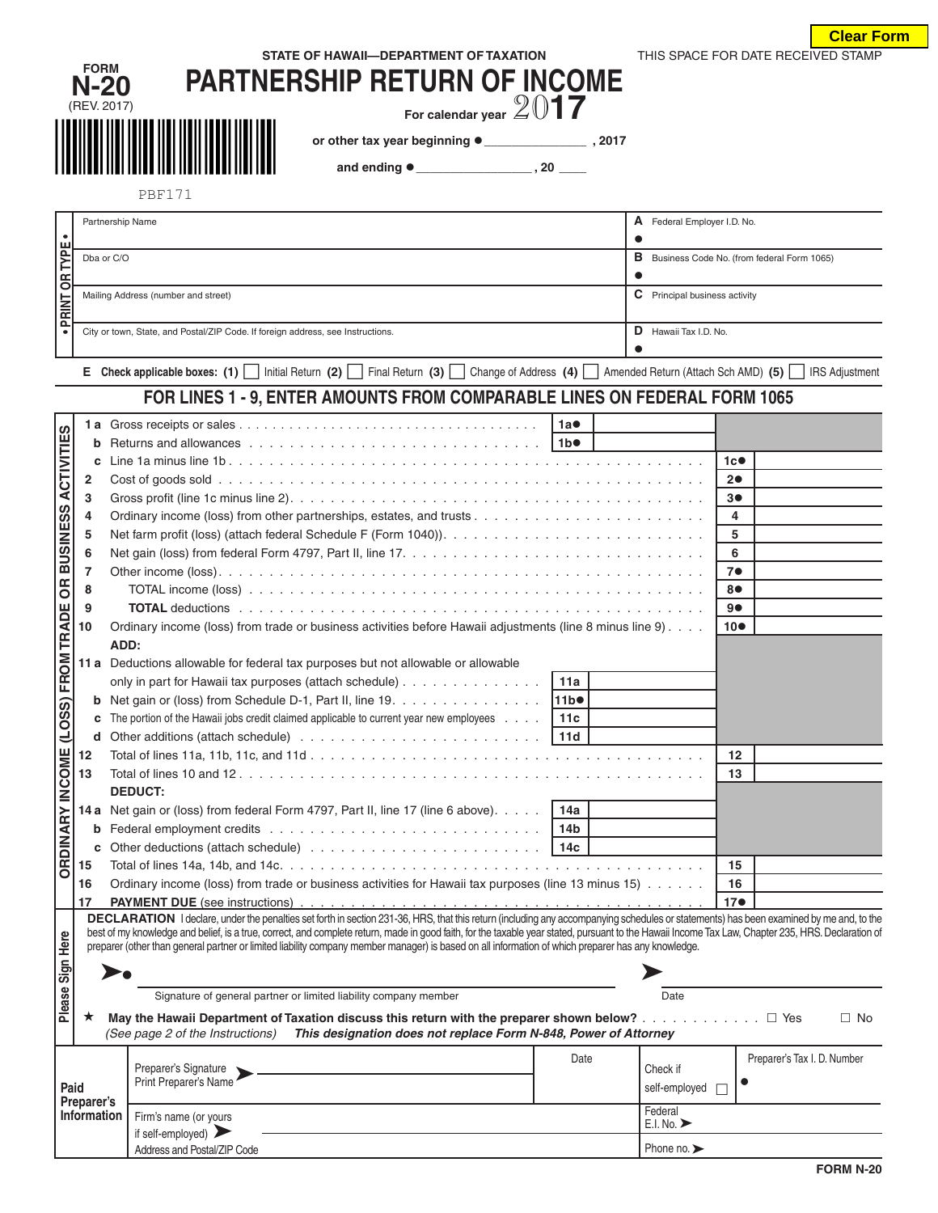Clear Form

STATE OF HAWAII—DEPARTMENT OF TAXATION

THIS SPACE FOR DATE RECEIVED STAMP

FORM **N-20** (REV. 2017)

# PARTNERSHIP RETURN OF INCOME

For calendar year **2017**

or other tax year beginning ● _______________ , 2017

and ending ● _______________ , 20 ____

PBF171

| • PRINT OR TYPE • | |
|---|---|
| Partnership Name | **A** Federal Employer I.D. No. ● |
| Dba or C/O | **B** Business Code No. (from federal Form 1065) ● |
| Mailing Address (number and street) | **C** Principal business activity |
| City or town, State, and Postal/ZIP Code. If foreign address, see Instructions. | **D** Hawaii Tax I.D. No. ● |

**E Check applicable boxes: (1)** ☐ Initial Return **(2)** ☐ Final Return **(3)** ☐ Change of Address **(4)** ☐ Amended Return (Attach Sch AMD) **(5)** ☐ IRS Adjustment

## FOR LINES 1 - 9, ENTER AMOUNTS FROM COMPARABLE LINES ON FEDERAL FORM 1065

**ORDINARY INCOME (LOSS) FROM TRADE OR BUSINESS ACTIVITIES**

| Line | Description | | | | |
|---|---|---|---|---|---|
| 1 a | Gross receipts or sales | 1a● | | | |
| b | Returns and allowances | 1b● | | | |
| c | Line 1a minus line 1b | | | 1c● | |
| 2 | Cost of goods sold | | | 2● | |
| 3 | Gross profit (line 1c minus line 2) | | | 3● | |
| 4 | Ordinary income (loss) from other partnerships, estates, and trusts | | | 4 | |
| 5 | Net farm profit (loss) (attach federal Schedule F (Form 1040)) | | | 5 | |
| 6 | Net gain (loss) from federal Form 4797, Part II, line 17 | | | 6 | |
| 7 | Other income (loss) | | | 7● | |
| 8 | TOTAL income (loss) | | | 8● | |
| 9 | **TOTAL** deductions | | | 9● | |
| 10 | Ordinary income (loss) from trade or business activities before Hawaii adjustments (line 8 minus line 9) | | | 10● | |
| | **ADD:** | | | | |
| 11 a | Deductions allowable for federal tax purposes but not allowable or allowable only in part for Hawaii tax purposes (attach schedule) | 11a | | | |
| b | Net gain or (loss) from Schedule D-1, Part II, line 19 | 11b● | | | |
| c | The portion of the Hawaii jobs credit claimed applicable to current year new employees | 11c | | | |
| d | Other additions (attach schedule) | 11d | | | |
| 12 | Total of lines 11a, 11b, 11c, and 11d | | | 12 | |
| 13 | Total of lines 10 and 12 | | | 13 | |
| | **DEDUCT:** | | | | |
| 14 a | Net gain or (loss) from federal Form 4797, Part II, line 17 (line 6 above) | 14a | | | |
| b | Federal employment credits | 14b | | | |
| c | Other deductions (attach schedule) | 14c | | | |
| 15 | Total of lines 14a, 14b, and 14c | | | 15 | |
| 16 | Ordinary income (loss) from trade or business activities for Hawaii tax purposes (line 13 minus line 15) | | | 16 | |
| 17 | **PAYMENT DUE** (see instructions) | | | 17● | |

**Please Sign Here**

**DECLARATION** I declare, under the penalties set forth in section 231-36, HRS, that this return (including any accompanying schedules or statements) has been examined by me and, to the best of my knowledge and belief, is a true, correct, and complete return, made in good faith, for the taxable year stated, pursuant to the Hawaii Income Tax Law, Chapter 235, HRS. Declaration of preparer (other than general partner or limited liability company member manager) is based on all information of which preparer has any knowledge.

➤● ______________________________ ➤ ____________

Signature of general partner or limited liability company member — Date

★ **May the Hawaii Department of Taxation discuss this return with the preparer shown below?** ☐ Yes ☐ No
*(See page 2 of the Instructions)* ***This designation does not replace Form N-848, Power of Attorney***

| **Paid Preparer's Information** | | | |
|---|---|---|---|
| Preparer's Signature ➤ Print Preparer's Name | Date | Check if self-employed ☐ | Preparer's Tax I. D. Number ● |
| Firm's name (or yours if self-employed) ➤ | | Federal E.I. No. ➤ | |
| Address and Postal/ZIP Code | | Phone no. ➤ | |

FORM N-20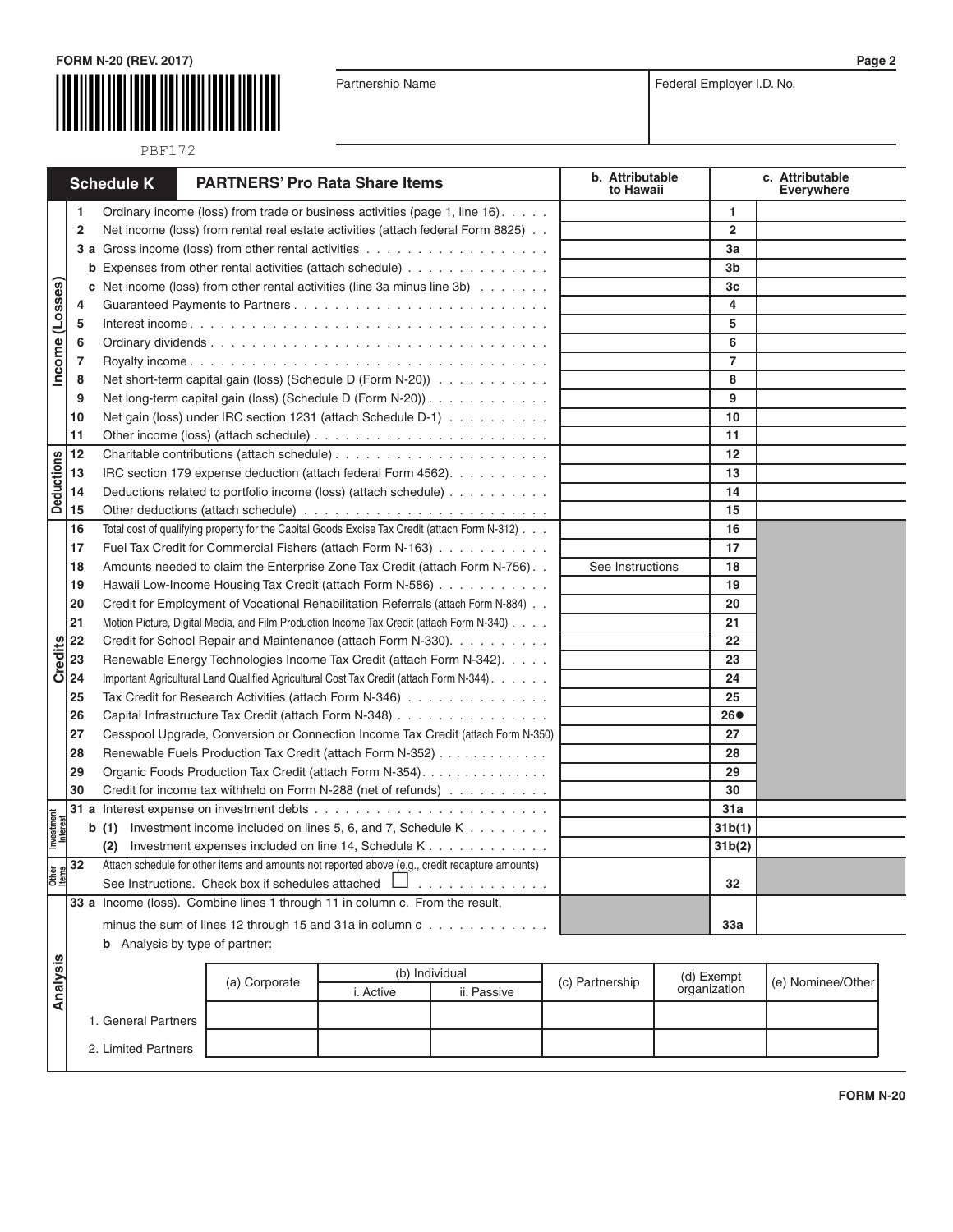FORM N-20 (REV. 2017)

PBF172

Partnership Name | Federal Employer I.D. No.

## Schedule K PARTNERS' Pro Rata Share Items

| Section | Line | Description | b. Attributable to Hawaii | Line | c. Attributable Everywhere |
|---|---|---|---|---|---|
| Income (Losses) | 1 | Ordinary income (loss) from trade or business activities (page 1, line 16) | | 1 | |
| | 2 | Net income (loss) from rental real estate activities (attach federal Form 8825) | | 2 | |
| | 3 a | Gross income (loss) from other rental activities | | 3a | |
| | b | Expenses from other rental activities (attach schedule) | | 3b | |
| | c | Net income (loss) from other rental activities (line 3a minus line 3b) | | 3c | |
| | 4 | Guaranteed Payments to Partners | | 4 | |
| | 5 | Interest income | | 5 | |
| | 6 | Ordinary dividends | | 6 | |
| | 7 | Royalty income | | 7 | |
| | 8 | Net short-term capital gain (loss) (Schedule D (Form N-20)) | | 8 | |
| | 9 | Net long-term capital gain (loss) (Schedule D (Form N-20)) | | 9 | |
| | 10 | Net gain (loss) under IRC section 1231 (attach Schedule D-1) | | 10 | |
| | 11 | Other income (loss) (attach schedule) | | 11 | |
| Deductions | 12 | Charitable contributions (attach schedule) | | 12 | |
| | 13 | IRC section 179 expense deduction (attach federal Form 4562) | | 13 | |
| | 14 | Deductions related to portfolio income (loss) (attach schedule) | | 14 | |
| | 15 | Other deductions (attach schedule) | | 15 | |
| Credits | 16 | Total cost of qualifying property for the Capital Goods Excise Tax Credit (attach Form N-312) | | 16 | |
| | 17 | Fuel Tax Credit for Commercial Fishers (attach Form N-163) | | 17 | |
| | 18 | Amounts needed to claim the Enterprise Zone Tax Credit (attach Form N-756) | See Instructions | 18 | |
| | 19 | Hawaii Low-Income Housing Tax Credit (attach Form N-586) | | 19 | |
| | 20 | Credit for Employment of Vocational Rehabilitation Referrals (attach Form N-884) | | 20 | |
| | 21 | Motion Picture, Digital Media, and Film Production Income Tax Credit (attach Form N-340) | | 21 | |
| | 22 | Credit for School Repair and Maintenance (attach Form N-330) | | 22 | |
| | 23 | Renewable Energy Technologies Income Tax Credit (attach Form N-342) | | 23 | |
| | 24 | Important Agricultural Land Qualified Agricultural Cost Tax Credit (attach Form N-344) | | 24 | |
| | 25 | Tax Credit for Research Activities (attach Form N-346) | | 25 | |
| | 26 | Capital Infrastructure Tax Credit (attach Form N-348) | | 26● | |
| | 27 | Cesspool Upgrade, Conversion or Connection Income Tax Credit (attach Form N-350) | | 27 | |
| | 28 | Renewable Fuels Production Tax Credit (attach Form N-352) | | 28 | |
| | 29 | Organic Foods Production Tax Credit (attach Form N-354) | | 29 | |
| | 30 | Credit for income tax withheld on Form N-288 (net of refunds) | | 30 | |
| Investment Interest | 31 a | Interest expense on investment debts | | 31a | |
| | b (1) | Investment income included on lines 5, 6, and 7, Schedule K | | 31b(1) | |
| | (2) | Investment expenses included on line 14, Schedule K | | 31b(2) | |
| Other Items | 32 | Attach schedule for other items and amounts not reported above (e.g., credit recapture amounts) See Instructions. Check box if schedules attached ☐ | | 32 | |
| Analysis | 33 a | Income (loss). Combine lines 1 through 11 in column c. From the result, minus the sum of lines 12 through 15 and 31a in column c | | 33a | |

**b** Analysis by type of partner:

| | (a) Corporate | (b) Individual | | (c) Partnership | (d) Exempt organization | (e) Nominee/Other |
|---|---|---|---|---|---|---|
| | | i. Active | ii. Passive | | | |
| 1. General Partners | | | | | | |
| 2. Limited Partners | | | | | | |

FORM N-20